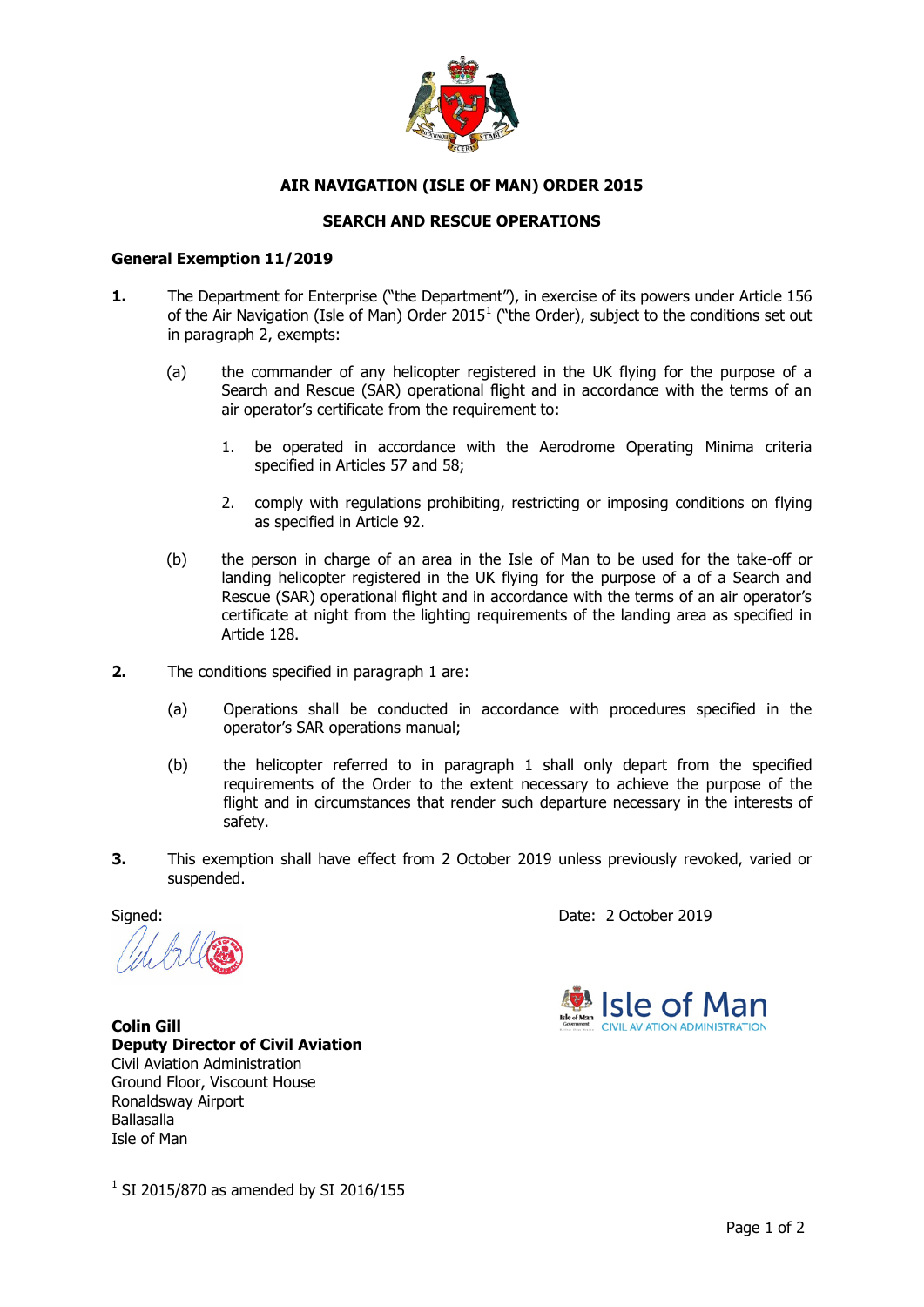**AIR NAVIGATION (ISLE OF MAN) ORDER 2015**

**SEARCH AND RESCUE OPERATIONS**

**General Exemption 11/2019**

**1.** The Department for Enterprise ("the Department"), in exercise of its powers under Article 156 of the Air Navigation (Isle of Man) Order 2015[1] ("the Order), subject to the conditions set out in paragraph 2, exempts:

(a) the commander of any helicopter registered in the UK flying for the purpose of a Search and Rescue (SAR) operational flight and in accordance with the terms of an air operator's certificate from the requirement to:

1. be operated in accordance with the Aerodrome Operating Minima criteria specified in Articles 57 and 58;

2. comply with regulations prohibiting, restricting or imposing conditions on flying as specified in Article 92.

(b) the person in charge of an area in the Isle of Man to be used for the take-off or landing helicopter registered in the UK flying for the purpose of a of a Search and Rescue (SAR) operational flight and in accordance with the terms of an air operator's certificate at night from the lighting requirements of the landing area as specified in Article 128.

**2.** The conditions specified in paragraph 1 are:

(a) Operations shall be conducted in accordance with procedures specified in the operator's SAR operations manual;

(b) the helicopter referred to in paragraph 1 shall only depart from the specified requirements of the Order to the extent necessary to achieve the purpose of the flight and in circumstances that render such departure necessary in the interests of safety.

**3.** This exemption shall have effect from 2 October 2019 unless previously revoked, varied or suspended.

Signed:

Date: 2 October 2019

**Colin Gill**
**Deputy Director of Civil Aviation**
Civil Aviation Administration
Ground Floor, Viscount House
Ronaldsway Airport
Ballasalla
Isle of Man

Isle of Man CIVIL AVIATION ADMINISTRATION

[1] SI 2015/870 as amended by SI 2016/155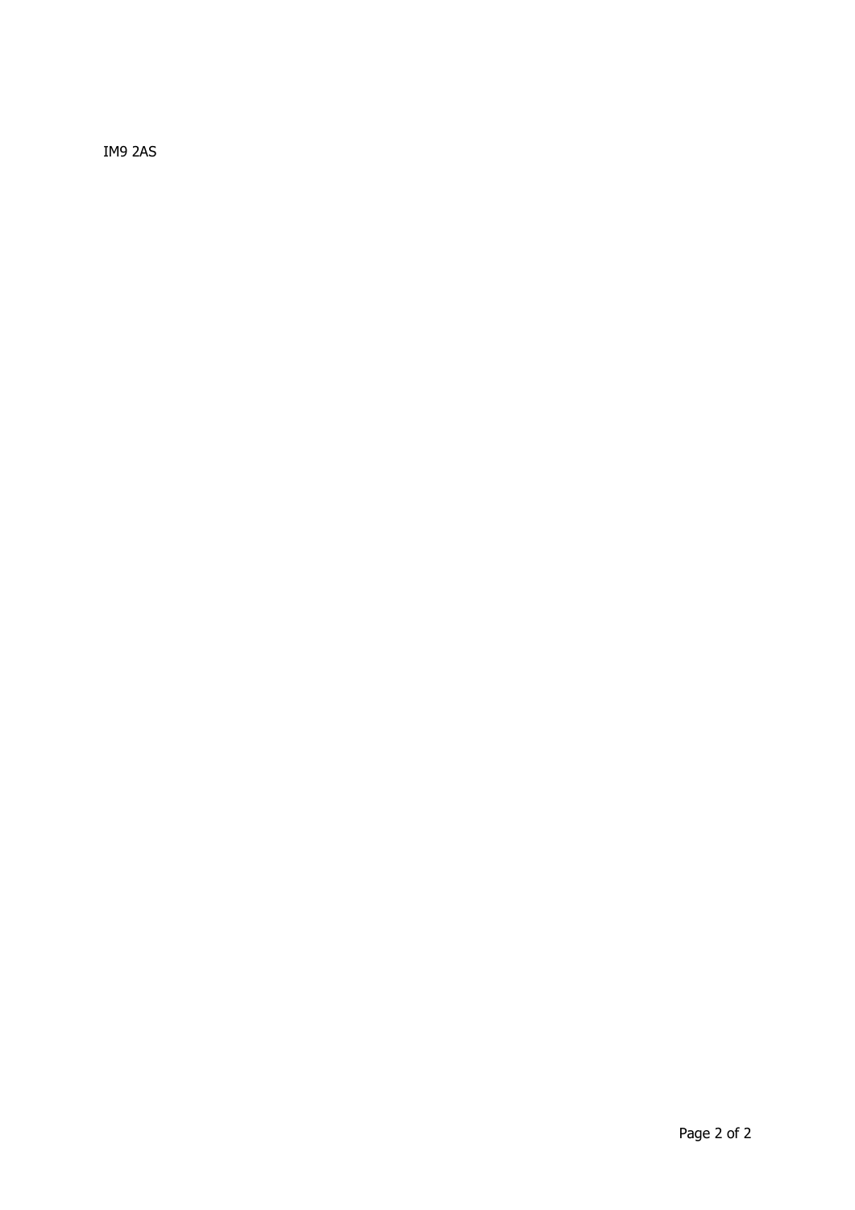IM9 2AS